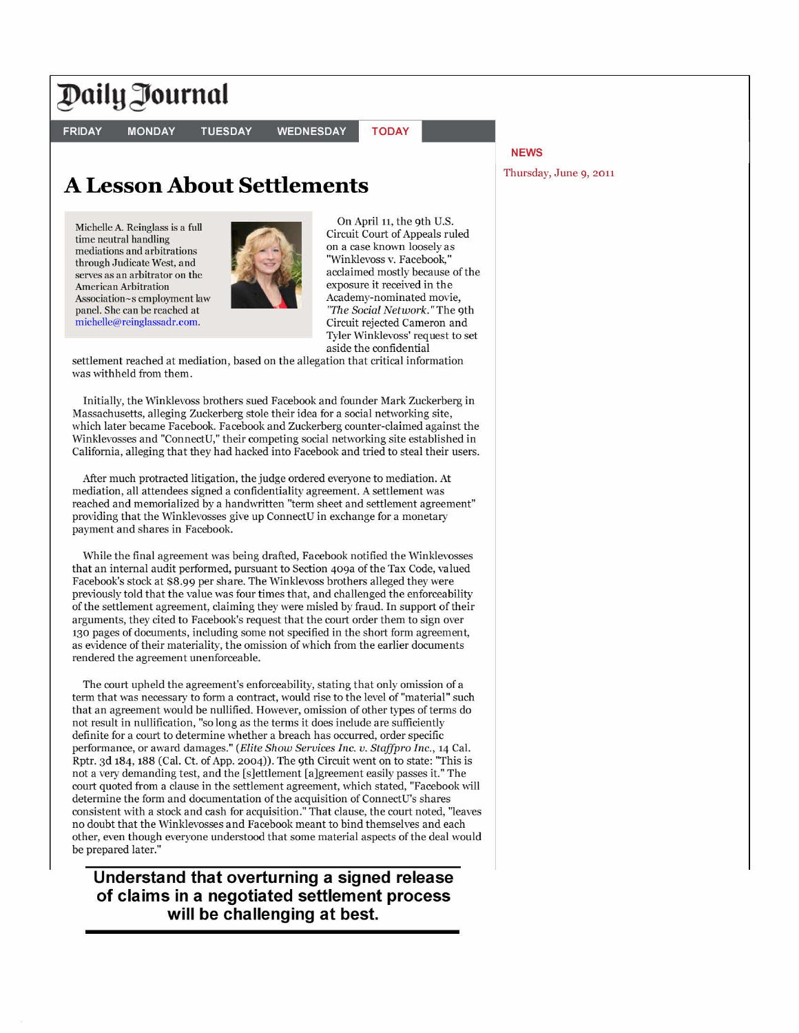# A Lesson About Settlements

NEWS

Thursday, June 9, 2011

Michelle A. Reinglass is a full time neutral handling mediations and arbitrations through Judicate West, and serves as an arbitrator on the American Arbitration Association~s employment law panel. She can be reached at michelle@reinglassadr.com.

On April 11, the 9th U.S. Circuit Court of Appeals ruled on a case known loosely as "Winklevoss v. Facebook," acclaimed mostly because of the exposure it received in the Academy-nominated movie, *"The Social Network."* The 9th Circuit rejected Cameron and Tyler Winklevoss' request to set aside the confidential settlement reached at mediation, based on the allegation that critical information was withheld from them.

Initially, the Winklevoss brothers sued Facebook and founder Mark Zuckerberg in Massachusetts, alleging Zuckerberg stole their idea for a social networking site, which later became Facebook. Facebook and Zuckerberg counter-claimed against the Winklevosses and "ConnectU," their competing social networking site established in California, alleging that they had hacked into Facebook and tried to steal their users.

After much protracted litigation, the judge ordered everyone to mediation. At mediation, all attendees signed a confidentiality agreement. A settlement was reached and memorialized by a handwritten "term sheet and settlement agreement" providing that the Winklevosses give up ConnectU in exchange for a monetary payment and shares in Facebook.

While the final agreement was being drafted, Facebook notified the Winklevosses that an internal audit performed, pursuant to Section 409a of the Tax Code, valued Facebook's stock at $8.99 per share. The Winklevoss brothers alleged they were previously told that the value was four times that, and challenged the enforceability of the settlement agreement, claiming they were misled by fraud. In support of their arguments, they cited to Facebook's request that the court order them to sign over 130 pages of documents, including some not specified in the short form agreement, as evidence of their materiality, the omission of which from the earlier documents rendered the agreement unenforceable.

The court upheld the agreement's enforceability, stating that only omission of a term that was necessary to form a contract, would rise to the level of "material" such that an agreement would be nullified. However, omission of other types of terms do not result in nullification, "so long as the terms it does include are sufficiently definite for a court to determine whether a breach has occurred, order specific performance, or award damages." (*Elite Show Services Inc. v. Staffpro Inc.*, 14 Cal. Rptr. 3d 184, 188 (Cal. Ct. of App. 2004)). The 9th Circuit went on to state: "This is not a very demanding test, and the [s]ettlement [a]greement easily passes it." The court quoted from a clause in the settlement agreement, which stated, "Facebook will determine the form and documentation of the acquisition of ConnectU's shares consistent with a stock and cash for acquisition." That clause, the court noted, "leaves no doubt that the Winklevosses and Facebook meant to bind themselves and each other, even though everyone understood that some material aspects of the deal would be prepared later."

**Understand that overturning a signed release of claims in a negotiated settlement process will be challenging at best.**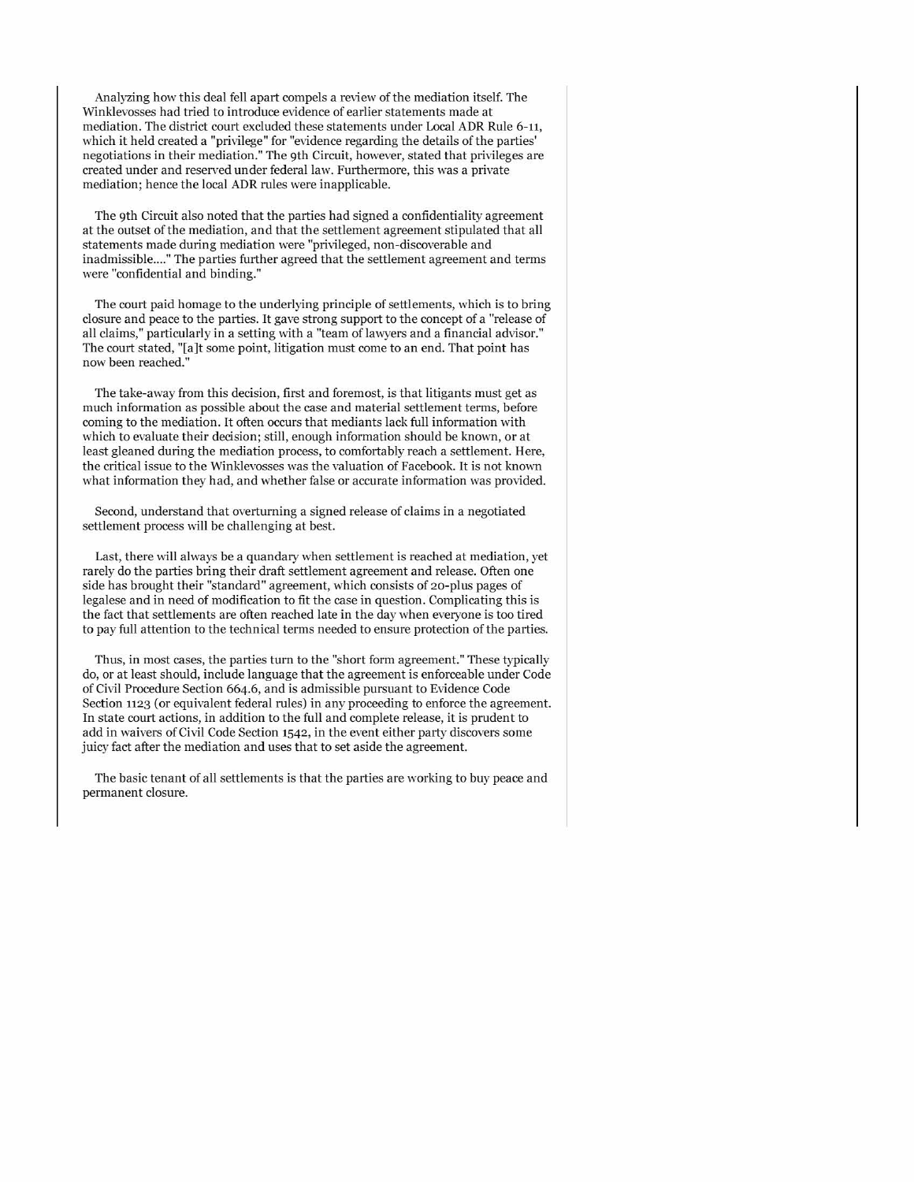Analyzing how this deal fell apart compels a review of the mediation itself. The Winklevosses had tried to introduce evidence of earlier statements made at mediation. The district court excluded these statements under Local ADR Rule 6-11, which it held created a "privilege" for "evidence regarding the details of the parties' negotiations in their mediation." The 9th Circuit, however, stated that privileges are created under and reserved under federal law. Furthermore, this was a private mediation; hence the local ADR rules were inapplicable.

The 9th Circuit also noted that the parties had signed a confidentiality agreement at the outset of the mediation, and that the settlement agreement stipulated that all statements made during mediation were "privileged, non-discoverable and inadmissible...." The parties further agreed that the settlement agreement and terms were "confidential and binding."

The court paid homage to the underlying principle of settlements, which is to bring closure and peace to the parties. It gave strong support to the concept of a "release of all claims," particularly in a setting with a "team of lawyers and a financial advisor." The court stated, "[a]t some point, litigation must come to an end. That point has now been reached."

The take-away from this decision, first and foremost, is that litigants must get as much information as possible about the case and material settlement terms, before coming to the mediation. It often occurs that mediants lack full information with which to evaluate their decision; still, enough information should be known, or at least gleaned during the mediation process, to comfortably reach a settlement. Here, the critical issue to the Winklevosses was the valuation of Facebook. It is not known what information they had, and whether false or accurate information was provided.

Second, understand that overturning a signed release of claims in a negotiated settlement process will be challenging at best.

Last, there will always be a quandary when settlement is reached at mediation, yet rarely do the parties bring their draft settlement agreement and release. Often one side has brought their "standard" agreement, which consists of 20-plus pages of legalese and in need of modification to fit the case in question. Complicating this is the fact that settlements are often reached late in the day when everyone is too tired to pay full attention to the technical terms needed to ensure protection of the parties.

Thus, in most cases, the parties turn to the "short form agreement." These typically do, or at least should, include language that the agreement is enforceable under Code of Civil Procedure Section 664.6, and is admissible pursuant to Evidence Code Section 1123 (or equivalent federal rules) in any proceeding to enforce the agreement. In state court actions, in addition to the full and complete release, it is prudent to add in waivers of Civil Code Section 1542, in the event either party discovers some juicy fact after the mediation and uses that to set aside the agreement.

The basic tenant of all settlements is that the parties are working to buy peace and permanent closure.